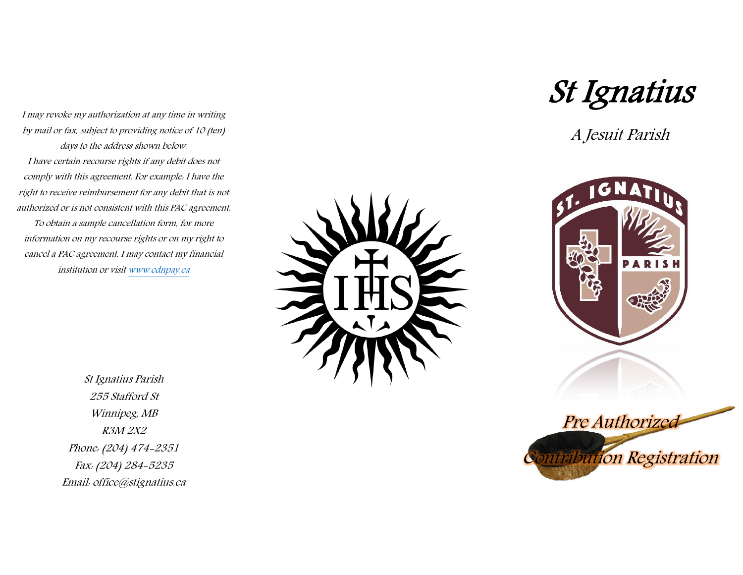I may revoke my authorization at any time in writing by mail or fax, subject to providing notice of 10 (ten) days to the address shown below.

I have certain recourse rights if any debit does not comply with this agreement. For example: I have the right to receive reimbursement for any debit that is not authorized or is not consistent with this PAC agreement.

To obtain a sample cancellation form, for more information on my recourse rights or on my right to cancel a PAC agreement, I may contact my financial institution or visit www.cdnpay.ca

St Ignatius Parish
255 Stafford St
Winnipeg, MB
R3M 2X2
Phone: (204) 474-2351
Fax: (204) 284-5235
Email: office@stignatius.ca

# St Ignatius

## A Jesuit Parish

## Pre Authorized Contribution Registration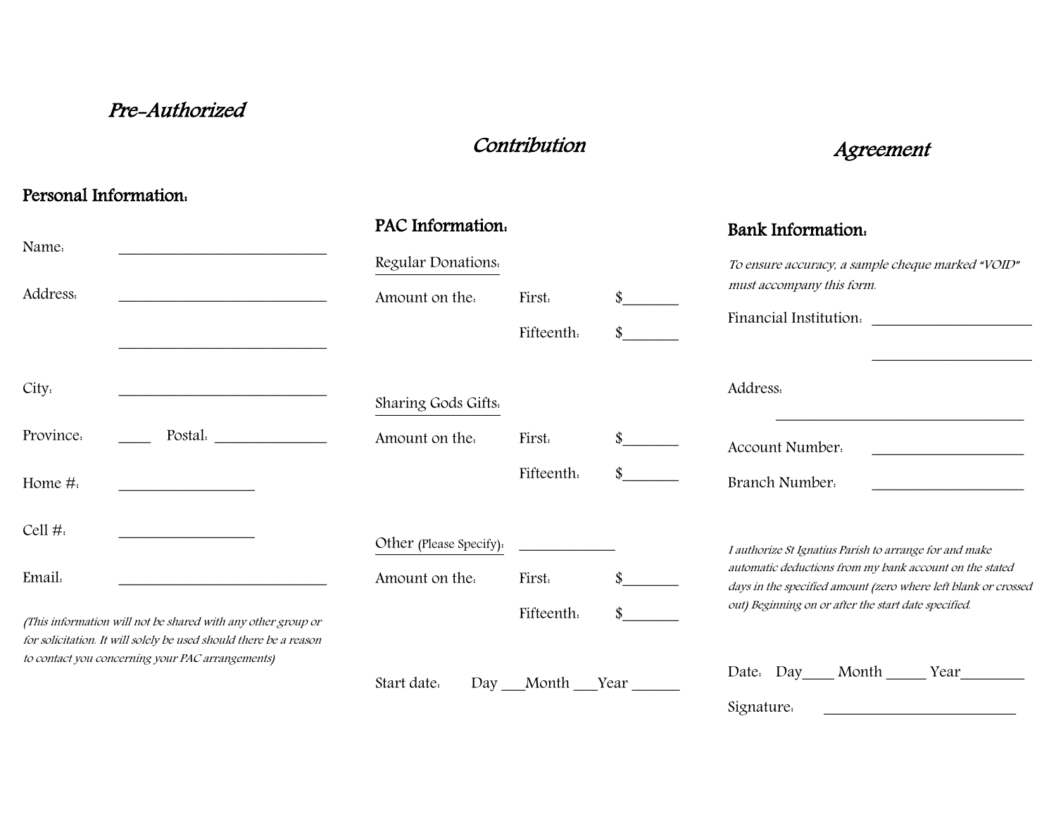# *Pre-Authorized Contribution Agreement*

## Personal Information:

Name: ___________________________

Address: ___________________________

___________________________

City: ___________________________

Province: ____ Postal: ______________

Home #: _________________

Cell #: _________________

Email: ___________________________

*(This information will not be shared with any other group or for solicitation. It will solely be used should there be a reason to contact you concerning your PAC arrangements)*

## PAC Information:

Regular Donations:

Amount on the: First: $_______

Fifteenth: $_______

Sharing Gods Gifts:

Amount on the: First: $_______

Fifteenth: $_______

Other (Please Specify): _____________

Amount on the: First: $_______

Fifteenth: $_______

Start date: Day ___Month ___Year ______

## Bank Information:

*To ensure accuracy, a sample cheque marked "VOID" must accompany this form.*

Financial Institution: _____________________

_____________________

Address:

________________________________

Account Number: ___________________

Branch Number: ___________________

*I authorize St Ignatius Parish to arrange for and make automatic deductions from my bank account on the stated days in the specified amount (zero where left blank or crossed out) Beginning on or after the start date specified.*

Date: Day____ Month _____ Year________

Signature: _________________________